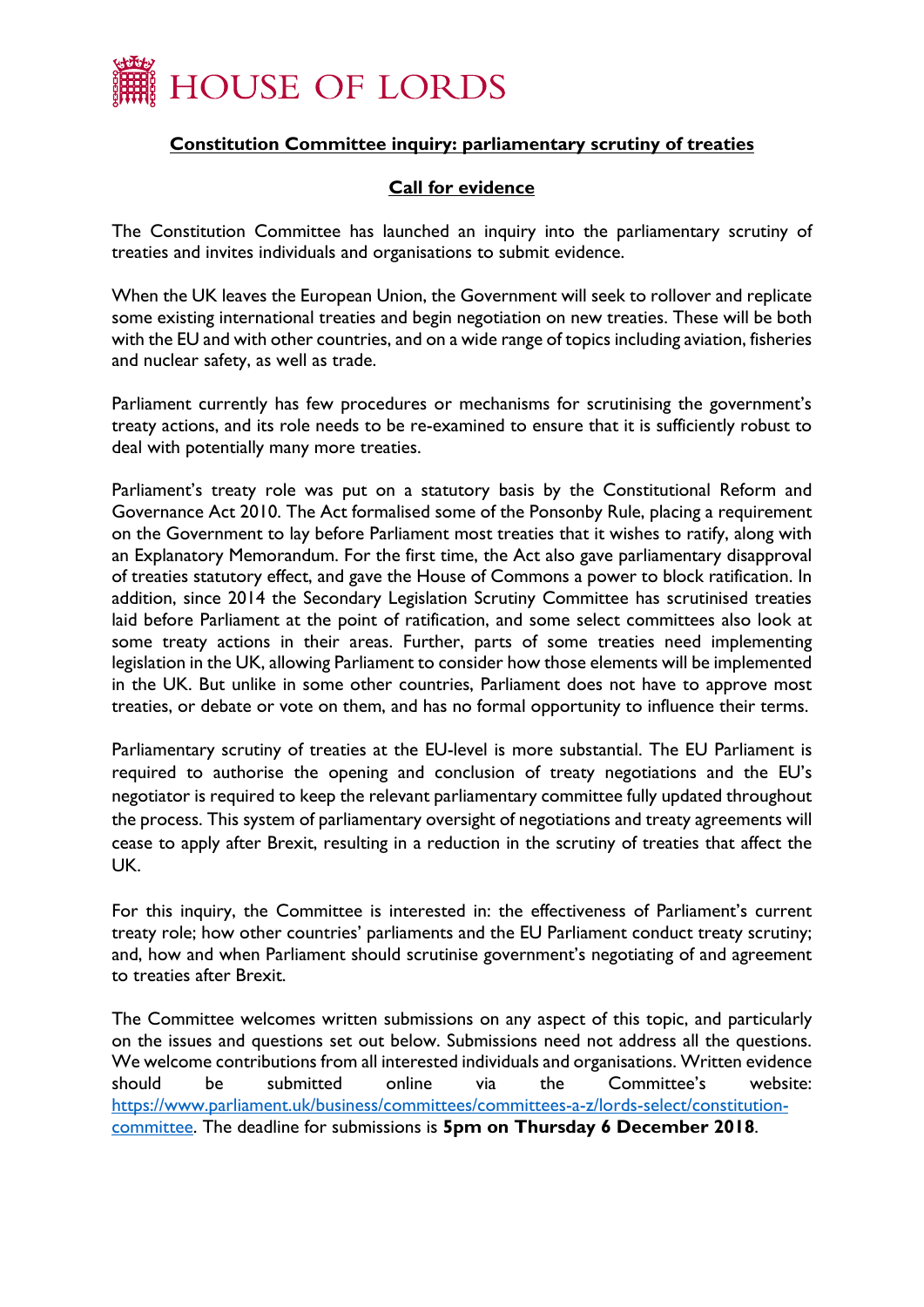# HOUSE OF LORDS

## Constitution Committee inquiry: parliamentary scrutiny of treaties

### Call for evidence

The Constitution Committee has launched an inquiry into the parliamentary scrutiny of treaties and invites individuals and organisations to submit evidence.

When the UK leaves the European Union, the Government will seek to rollover and replicate some existing international treaties and begin negotiation on new treaties. These will be both with the EU and with other countries, and on a wide range of topics including aviation, fisheries and nuclear safety, as well as trade.

Parliament currently has few procedures or mechanisms for scrutinising the government's treaty actions, and its role needs to be re-examined to ensure that it is sufficiently robust to deal with potentially many more treaties.

Parliament's treaty role was put on a statutory basis by the Constitutional Reform and Governance Act 2010. The Act formalised some of the Ponsonby Rule, placing a requirement on the Government to lay before Parliament most treaties that it wishes to ratify, along with an Explanatory Memorandum. For the first time, the Act also gave parliamentary disapproval of treaties statutory effect, and gave the House of Commons a power to block ratification. In addition, since 2014 the Secondary Legislation Scrutiny Committee has scrutinised treaties laid before Parliament at the point of ratification, and some select committees also look at some treaty actions in their areas. Further, parts of some treaties need implementing legislation in the UK, allowing Parliament to consider how those elements will be implemented in the UK. But unlike in some other countries, Parliament does not have to approve most treaties, or debate or vote on them, and has no formal opportunity to influence their terms.

Parliamentary scrutiny of treaties at the EU-level is more substantial. The EU Parliament is required to authorise the opening and conclusion of treaty negotiations and the EU's negotiator is required to keep the relevant parliamentary committee fully updated throughout the process. This system of parliamentary oversight of negotiations and treaty agreements will cease to apply after Brexit, resulting in a reduction in the scrutiny of treaties that affect the UK.

For this inquiry, the Committee is interested in: the effectiveness of Parliament's current treaty role; how other countries' parliaments and the EU Parliament conduct treaty scrutiny; and, how and when Parliament should scrutinise government's negotiating of and agreement to treaties after Brexit.

The Committee welcomes written submissions on any aspect of this topic, and particularly on the issues and questions set out below. Submissions need not address all the questions. We welcome contributions from all interested individuals and organisations. Written evidence should be submitted online via the Committee's website: [https://www.parliament.uk/business/committees/committees-a-z/lords-select/constitution-committee](https://www.parliament.uk/business/committees/committees-a-z/lords-select/constitution-committee). The deadline for submissions is **5pm on Thursday 6 December 2018**.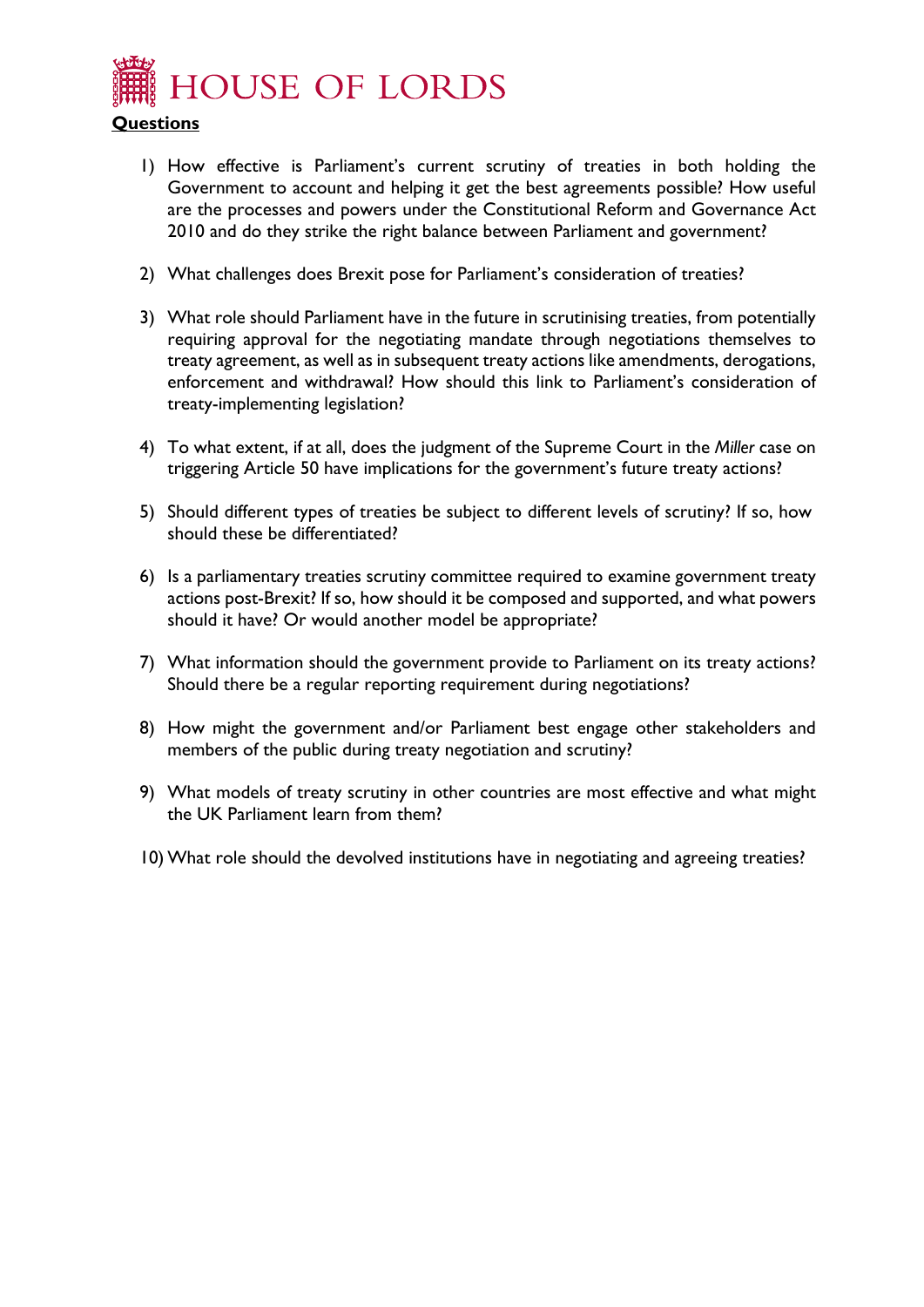**Questions**

1) How effective is Parliament's current scrutiny of treaties in both holding the Government to account and helping it get the best agreements possible? How useful are the processes and powers under the Constitutional Reform and Governance Act 2010 and do they strike the right balance between Parliament and government?

2) What challenges does Brexit pose for Parliament's consideration of treaties?

3) What role should Parliament have in the future in scrutinising treaties, from potentially requiring approval for the negotiating mandate through negotiations themselves to treaty agreement, as well as in subsequent treaty actions like amendments, derogations, enforcement and withdrawal? How should this link to Parliament's consideration of treaty-implementing legislation?

4) To what extent, if at all, does the judgment of the Supreme Court in the *Miller* case on triggering Article 50 have implications for the government's future treaty actions?

5) Should different types of treaties be subject to different levels of scrutiny? If so, how should these be differentiated?

6) Is a parliamentary treaties scrutiny committee required to examine government treaty actions post-Brexit? If so, how should it be composed and supported, and what powers should it have? Or would another model be appropriate?

7) What information should the government provide to Parliament on its treaty actions? Should there be a regular reporting requirement during negotiations?

8) How might the government and/or Parliament best engage other stakeholders and members of the public during treaty negotiation and scrutiny?

9) What models of treaty scrutiny in other countries are most effective and what might the UK Parliament learn from them?

10) What role should the devolved institutions have in negotiating and agreeing treaties?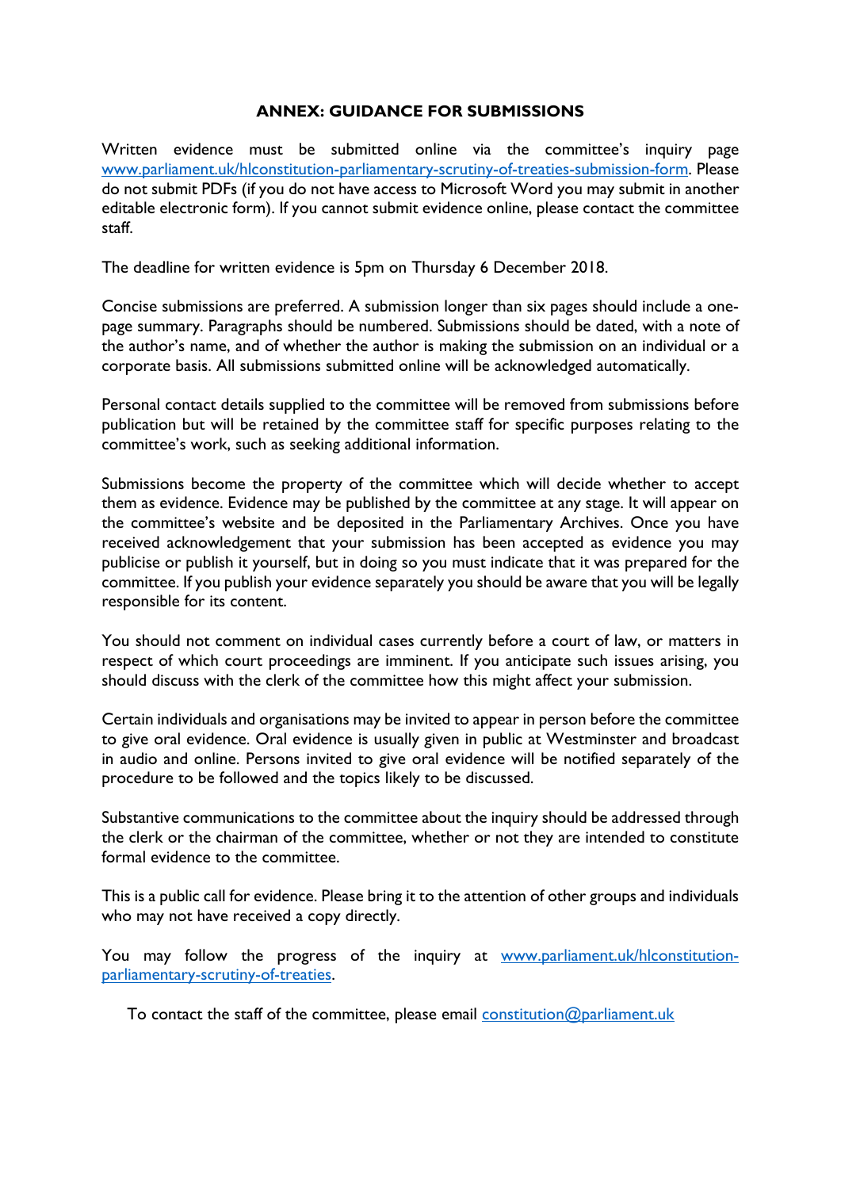## ANNEX: GUIDANCE FOR SUBMISSIONS

Written evidence must be submitted online via the committee's inquiry page [www.parliament.uk/hlconstitution-parliamentary-scrutiny-of-treaties-submission-form](www.parliament.uk/hlconstitution-parliamentary-scrutiny-of-treaties-submission-form). Please do not submit PDFs (if you do not have access to Microsoft Word you may submit in another editable electronic form). If you cannot submit evidence online, please contact the committee staff.

The deadline for written evidence is 5pm on Thursday 6 December 2018.

Concise submissions are preferred. A submission longer than six pages should include a one-page summary. Paragraphs should be numbered. Submissions should be dated, with a note of the author's name, and of whether the author is making the submission on an individual or a corporate basis. All submissions submitted online will be acknowledged automatically.

Personal contact details supplied to the committee will be removed from submissions before publication but will be retained by the committee staff for specific purposes relating to the committee's work, such as seeking additional information.

Submissions become the property of the committee which will decide whether to accept them as evidence. Evidence may be published by the committee at any stage. It will appear on the committee's website and be deposited in the Parliamentary Archives. Once you have received acknowledgement that your submission has been accepted as evidence you may publicise or publish it yourself, but in doing so you must indicate that it was prepared for the committee. If you publish your evidence separately you should be aware that you will be legally responsible for its content.

You should not comment on individual cases currently before a court of law, or matters in respect of which court proceedings are imminent. If you anticipate such issues arising, you should discuss with the clerk of the committee how this might affect your submission.

Certain individuals and organisations may be invited to appear in person before the committee to give oral evidence. Oral evidence is usually given in public at Westminster and broadcast in audio and online. Persons invited to give oral evidence will be notified separately of the procedure to be followed and the topics likely to be discussed.

Substantive communications to the committee about the inquiry should be addressed through the clerk or the chairman of the committee, whether or not they are intended to constitute formal evidence to the committee.

This is a public call for evidence. Please bring it to the attention of other groups and individuals who may not have received a copy directly.

You may follow the progress of the inquiry at [www.parliament.uk/hlconstitution-parliamentary-scrutiny-of-treaties](www.parliament.uk/hlconstitution-parliamentary-scrutiny-of-treaties).

To contact the staff of the committee, please email [constitution@parliament.uk](mailto:constitution@parliament.uk)